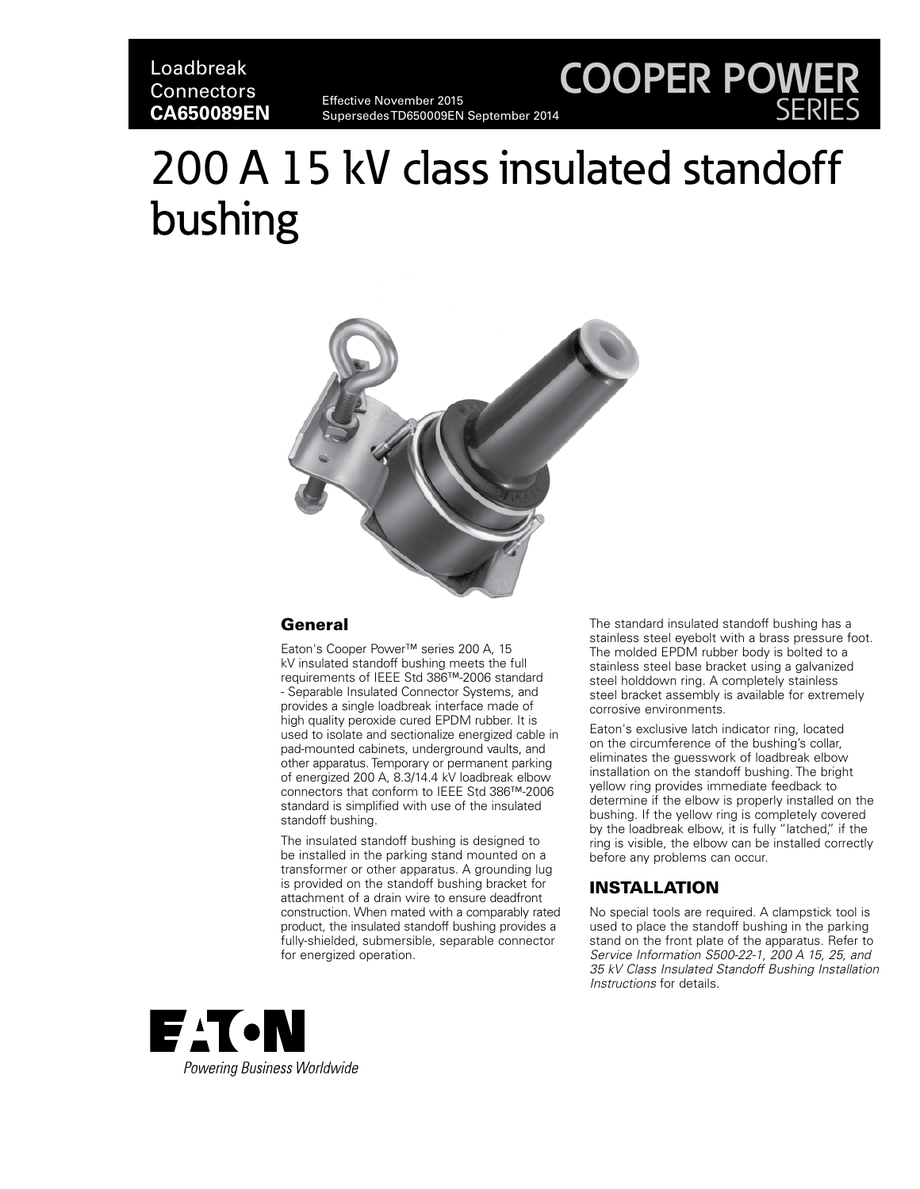Loadbreak Connectors
**CA650089EN**

Effective November 2015
Supersedes TD650009EN September 2014

COOPER POWER SERIES

# 200 A 15 kV class insulated standoff bushing

## General

Eaton's Cooper Power™ series 200 A, 15 kV insulated standoff bushing meets the full requirements of IEEE Std 386™-2006 standard - Separable Insulated Connector Systems, and provides a single loadbreak interface made of high quality peroxide cured EPDM rubber. It is used to isolate and sectionalize energized cable in pad-mounted cabinets, underground vaults, and other apparatus. Temporary or permanent parking of energized 200 A, 8.3/14.4 kV loadbreak elbow connectors that conform to IEEE Std 386™-2006 standard is simplified with use of the insulated standoff bushing.

The insulated standoff bushing is designed to be installed in the parking stand mounted on a transformer or other apparatus. A grounding lug is provided on the standoff bushing bracket for attachment of a drain wire to ensure deadfront construction. When mated with a comparably rated product, the insulated standoff bushing provides a fully-shielded, submersible, separable connector for energized operation.

The standard insulated standoff bushing has a stainless steel eyebolt with a brass pressure foot. The molded EPDM rubber body is bolted to a stainless steel base bracket using a galvanized steel holddown ring. A completely stainless steel bracket assembly is available for extremely corrosive environments.

Eaton's exclusive latch indicator ring, located on the circumference of the bushing's collar, eliminates the guesswork of loadbreak elbow installation on the standoff bushing. The bright yellow ring provides immediate feedback to determine if the elbow is properly installed on the bushing. If the yellow ring is completely covered by the loadbreak elbow, it is fully "latched," if the ring is visible, the elbow can be installed correctly before any problems can occur.

## INSTALLATION

No special tools are required. A clampstick tool is used to place the standoff bushing in the parking stand on the front plate of the apparatus. Refer to *Service Information S500-22-1, 200 A 15, 25, and 35 kV Class Insulated Standoff Bushing Installation Instructions* for details.

EATON
Powering Business Worldwide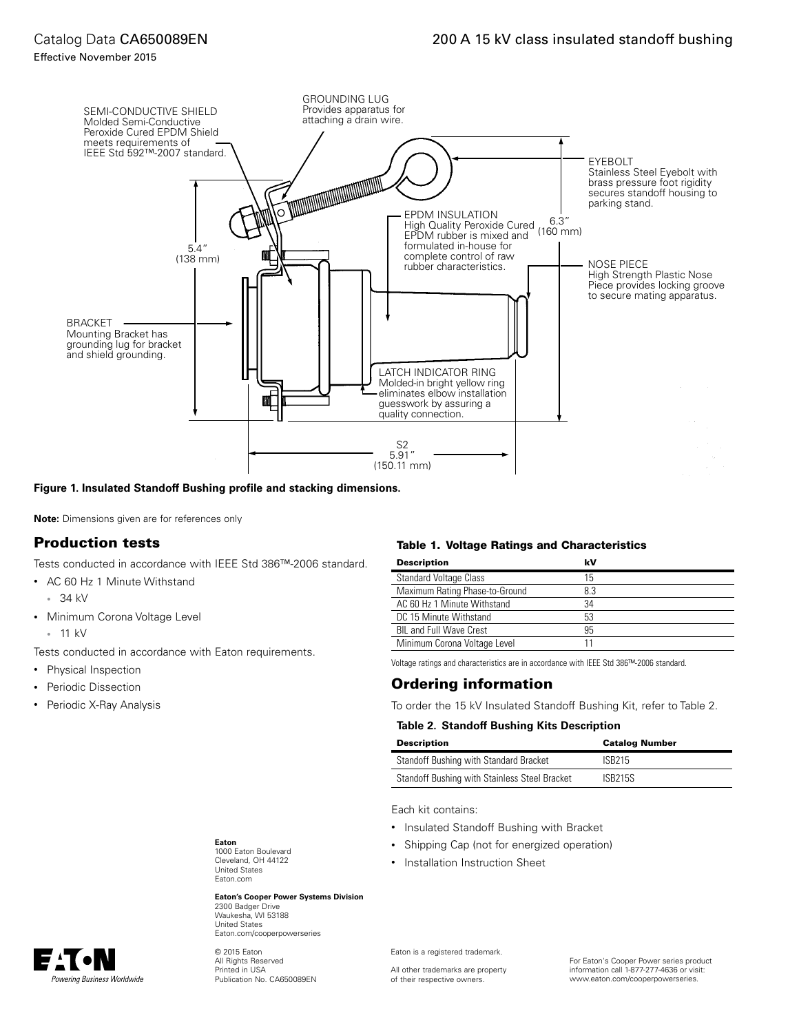Figure 1 labels:

SEMI-CONDUCTIVE SHIELD
Molded Semi-Conductive Peroxide Cured EPDM Shield meets requirements of IEEE Std 592™-2007 standard.

GROUNDING LUG
Provides apparatus for attaching a drain wire.

EYEBOLT
Stainless Steel Eyebolt with brass pressure foot rigidity secures standoff housing to parking stand.

EPDM INSULATION
High Quality Peroxide Cured EPDM rubber is mixed and formulated in-house for complete control of raw rubber characteristics.

6.3"
(160 mm)

5.4"
(138 mm)

NOSE PIECE
High Strength Plastic Nose Piece provides locking groove to secure mating apparatus.

BRACKET
Mounting Bracket has grounding lug for bracket and shield grounding.

LATCH INDICATOR RING
Molded-in bright yellow ring eliminates elbow installation guesswork by assuring a quality connection.

S2
5.91"
(150.11 mm)

**Figure 1. Insulated Standoff Bushing profile and stacking dimensions.**

**Note:** Dimensions given are for references only

## Production tests

Tests conducted in accordance with IEEE Std 386™-2006 standard.

- AC 60 Hz 1 Minute Withstand
  - 34 kV
- Minimum Corona Voltage Level
  - 11 kV

Tests conducted in accordance with Eaton requirements.

- Physical Inspection
- Periodic Dissection
- Periodic X-Ray Analysis

### Table 1. Voltage Ratings and Characteristics

| Description | kV |
|---|---|
| Standard Voltage Class | 15 |
| Maximum Rating Phase-to-Ground | 8.3 |
| AC 60 Hz 1 Minute Withstand | 34 |
| DC 15 Minute Withstand | 53 |
| BIL and Full Wave Crest | 95 |
| Minimum Corona Voltage Level | 11 |

Voltage ratings and characteristics are in accordance with IEEE Std 386™-2006 standard.

## Ordering information

To order the 15 kV Insulated Standoff Bushing Kit, refer to Table 2.

### Table 2. Standoff Bushing Kits Description

| Description | Catalog Number |
|---|---|
| Standoff Bushing with Standard Bracket | ISB215 |
| Standoff Bushing with Stainless Steel Bracket | ISB215S |

Each kit contains:

- Insulated Standoff Bushing with Bracket
- Shipping Cap (not for energized operation)
- Installation Instruction Sheet

**Eaton**
1000 Eaton Boulevard
Cleveland, OH 44122
United States
Eaton.com

**Eaton's Cooper Power Systems Division**
2300 Badger Drive
Waukesha, WI 53188
United States
Eaton.com/cooperpowerseries

© 2015 Eaton
All Rights Reserved
Printed in USA
Publication No. CA650089EN

Eaton is a registered trademark.

All other trademarks are property of their respective owners.

For Eaton's Cooper Power series product information call 1-877-277-4636 or visit: www.eaton.com/cooperpowerseries.

Powering Business Worldwide